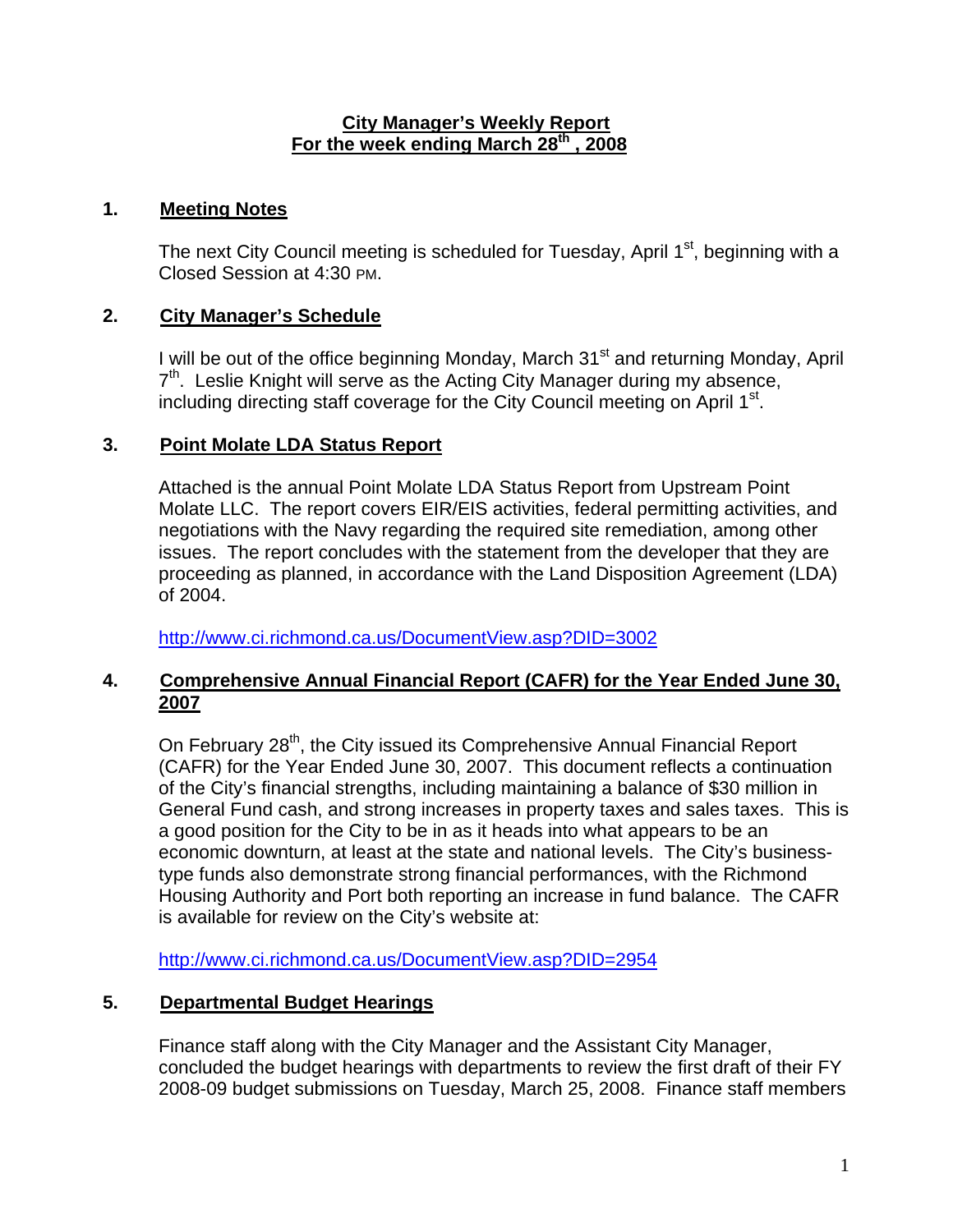# City Manager's Weekly Report
## For the week ending March 28th, 2008

## 1. Meeting Notes

The next City Council meeting is scheduled for Tuesday, April 1st, beginning with a Closed Session at 4:30 PM.

## 2. City Manager's Schedule

I will be out of the office beginning Monday, March 31st and returning Monday, April 7th. Leslie Knight will serve as the Acting City Manager during my absence, including directing staff coverage for the City Council meeting on April 1st.

## 3. Point Molate LDA Status Report

Attached is the annual Point Molate LDA Status Report from Upstream Point Molate LLC. The report covers EIR/EIS activities, federal permitting activities, and negotiations with the Navy regarding the required site remediation, among other issues. The report concludes with the statement from the developer that they are proceeding as planned, in accordance with the Land Disposition Agreement (LDA) of 2004.

http://www.ci.richmond.ca.us/DocumentView.asp?DID=3002

## 4. Comprehensive Annual Financial Report (CAFR) for the Year Ended June 30, 2007

On February 28th, the City issued its Comprehensive Annual Financial Report (CAFR) for the Year Ended June 30, 2007. This document reflects a continuation of the City's financial strengths, including maintaining a balance of $30 million in General Fund cash, and strong increases in property taxes and sales taxes. This is a good position for the City to be in as it heads into what appears to be an economic downturn, at least at the state and national levels. The City's business-type funds also demonstrate strong financial performances, with the Richmond Housing Authority and Port both reporting an increase in fund balance. The CAFR is available for review on the City's website at:

http://www.ci.richmond.ca.us/DocumentView.asp?DID=2954

## 5. Departmental Budget Hearings

Finance staff along with the City Manager and the Assistant City Manager, concluded the budget hearings with departments to review the first draft of their FY 2008-09 budget submissions on Tuesday, March 25, 2008. Finance staff members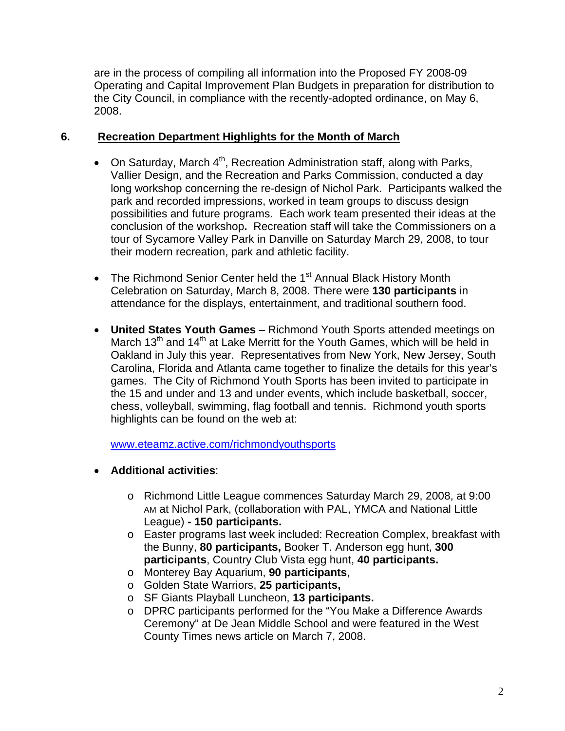are in the process of compiling all information into the Proposed FY 2008-09 Operating and Capital Improvement Plan Budgets in preparation for distribution to the City Council, in compliance with the recently-adopted ordinance, on May 6, 2008.

## 6. Recreation Department Highlights for the Month of March

- On Saturday, March 4th, Recreation Administration staff, along with Parks, Vallier Design, and the Recreation and Parks Commission, conducted a day long workshop concerning the re-design of Nichol Park. Participants walked the park and recorded impressions, worked in team groups to discuss design possibilities and future programs. Each work team presented their ideas at the conclusion of the workshop**.** Recreation staff will take the Commissioners on a tour of Sycamore Valley Park in Danville on Saturday March 29, 2008, to tour their modern recreation, park and athletic facility.

- The Richmond Senior Center held the 1st Annual Black History Month Celebration on Saturday, March 8, 2008. There were **130 participants** in attendance for the displays, entertainment, and traditional southern food.

- **United States Youth Games** – Richmond Youth Sports attended meetings on March 13th and 14th at Lake Merritt for the Youth Games, which will be held in Oakland in July this year. Representatives from New York, New Jersey, South Carolina, Florida and Atlanta came together to finalize the details for this year's games. The City of Richmond Youth Sports has been invited to participate in the 15 and under and 13 and under events, which include basketball, soccer, chess, volleyball, swimming, flag football and tennis. Richmond youth sports highlights can be found on the web at:

  www.eteamz.active.com/richmondyouthsports

- **Additional activities**:
  - Richmond Little League commences Saturday March 29, 2008, at 9:00 AM at Nichol Park, (collaboration with PAL, YMCA and National Little League) **- 150 participants.**
  - Easter programs last week included: Recreation Complex, breakfast with the Bunny, **80 participants,** Booker T. Anderson egg hunt, **300 participants**, Country Club Vista egg hunt, **40 participants.**
  - Monterey Bay Aquarium, **90 participants**,
  - Golden State Warriors, **25 participants,**
  - SF Giants Playball Luncheon, **13 participants.**
  - DPRC participants performed for the "You Make a Difference Awards Ceremony" at De Jean Middle School and were featured in the West County Times news article on March 7, 2008.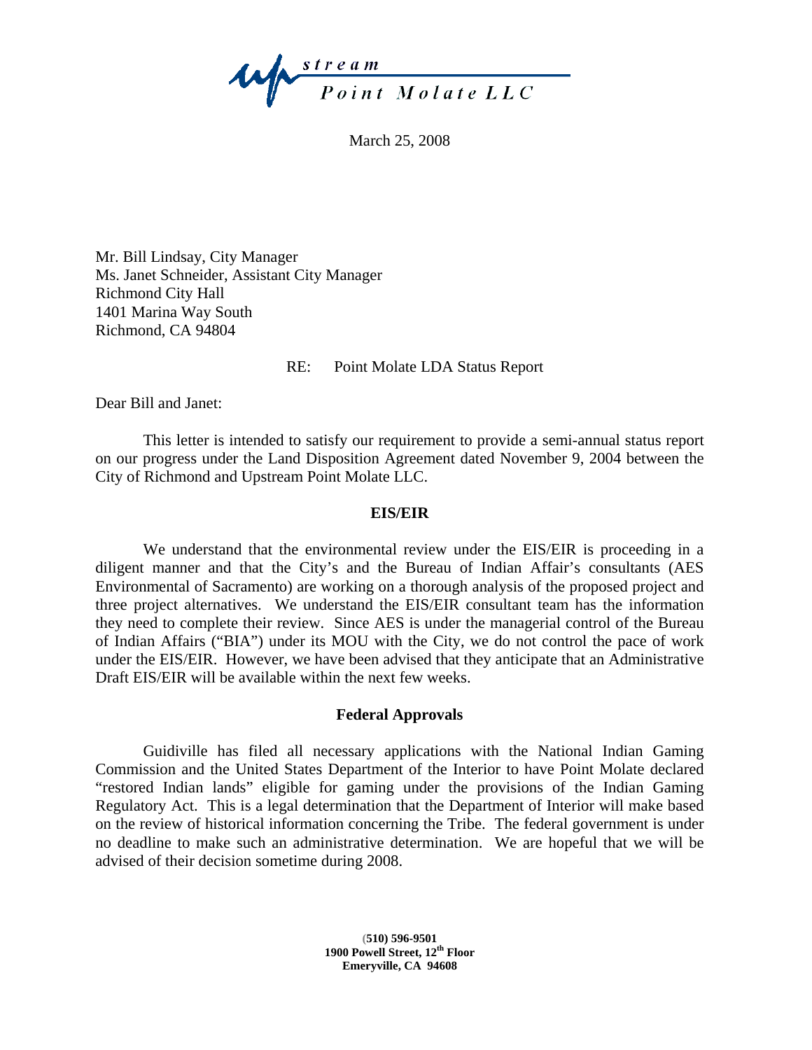upstream Point Molate LLC

March 25, 2008

Mr. Bill Lindsay, City Manager  
Ms. Janet Schneider, Assistant City Manager  
Richmond City Hall  
1401 Marina Way South  
Richmond, CA 94804

RE: Point Molate LDA Status Report

Dear Bill and Janet:

This letter is intended to satisfy our requirement to provide a semi-annual status report on our progress under the Land Disposition Agreement dated November 9, 2004 between the City of Richmond and Upstream Point Molate LLC.

**EIS/EIR**

We understand that the environmental review under the EIS/EIR is proceeding in a diligent manner and that the City's and the Bureau of Indian Affair's consultants (AES Environmental of Sacramento) are working on a thorough analysis of the proposed project and three project alternatives. We understand the EIS/EIR consultant team has the information they need to complete their review. Since AES is under the managerial control of the Bureau of Indian Affairs ("BIA") under its MOU with the City, we do not control the pace of work under the EIS/EIR. However, we have been advised that they anticipate that an Administrative Draft EIS/EIR will be available within the next few weeks.

**Federal Approvals**

Guidiville has filed all necessary applications with the National Indian Gaming Commission and the United States Department of the Interior to have Point Molate declared "restored Indian lands" eligible for gaming under the provisions of the Indian Gaming Regulatory Act. This is a legal determination that the Department of Interior will make based on the review of historical information concerning the Tribe. The federal government is under no deadline to make such an administrative determination. We are hopeful that we will be advised of their decision sometime during 2008.

**(510) 596-9501**  
**1900 Powell Street, 12th Floor**  
**Emeryville, CA 94608**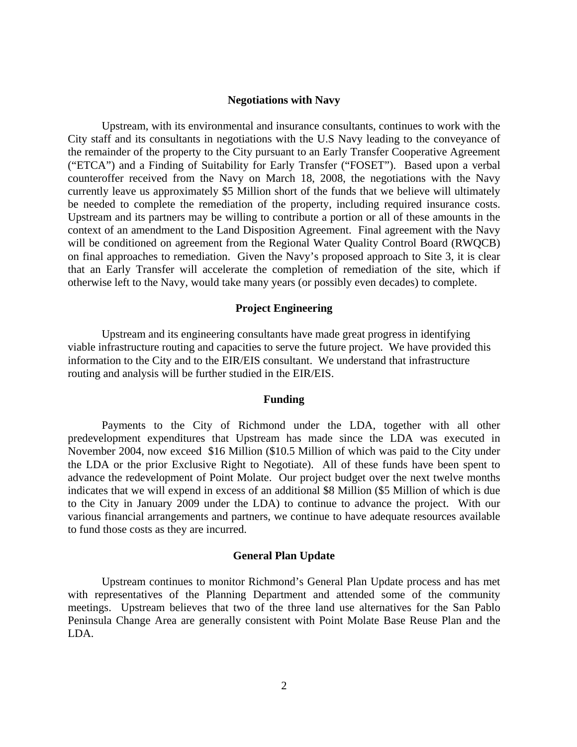## Negotiations with Navy

Upstream, with its environmental and insurance consultants, continues to work with the City staff and its consultants in negotiations with the U.S Navy leading to the conveyance of the remainder of the property to the City pursuant to an Early Transfer Cooperative Agreement ("ETCA") and a Finding of Suitability for Early Transfer ("FOSET"). Based upon a verbal counteroffer received from the Navy on March 18, 2008, the negotiations with the Navy currently leave us approximately \$5 Million short of the funds that we believe will ultimately be needed to complete the remediation of the property, including required insurance costs. Upstream and its partners may be willing to contribute a portion or all of these amounts in the context of an amendment to the Land Disposition Agreement. Final agreement with the Navy will be conditioned on agreement from the Regional Water Quality Control Board (RWQCB) on final approaches to remediation. Given the Navy's proposed approach to Site 3, it is clear that an Early Transfer will accelerate the completion of remediation of the site, which if otherwise left to the Navy, would take many years (or possibly even decades) to complete.

## Project Engineering

Upstream and its engineering consultants have made great progress in identifying viable infrastructure routing and capacities to serve the future project. We have provided this information to the City and to the EIR/EIS consultant. We understand that infrastructure routing and analysis will be further studied in the EIR/EIS.

## Funding

Payments to the City of Richmond under the LDA, together with all other predevelopment expenditures that Upstream has made since the LDA was executed in November 2004, now exceed \$16 Million (\$10.5 Million of which was paid to the City under the LDA or the prior Exclusive Right to Negotiate). All of these funds have been spent to advance the redevelopment of Point Molate. Our project budget over the next twelve months indicates that we will expend in excess of an additional \$8 Million (\$5 Million of which is due to the City in January 2009 under the LDA) to continue to advance the project. With our various financial arrangements and partners, we continue to have adequate resources available to fund those costs as they are incurred.

## General Plan Update

Upstream continues to monitor Richmond's General Plan Update process and has met with representatives of the Planning Department and attended some of the community meetings. Upstream believes that two of the three land use alternatives for the San Pablo Peninsula Change Area are generally consistent with Point Molate Base Reuse Plan and the LDA.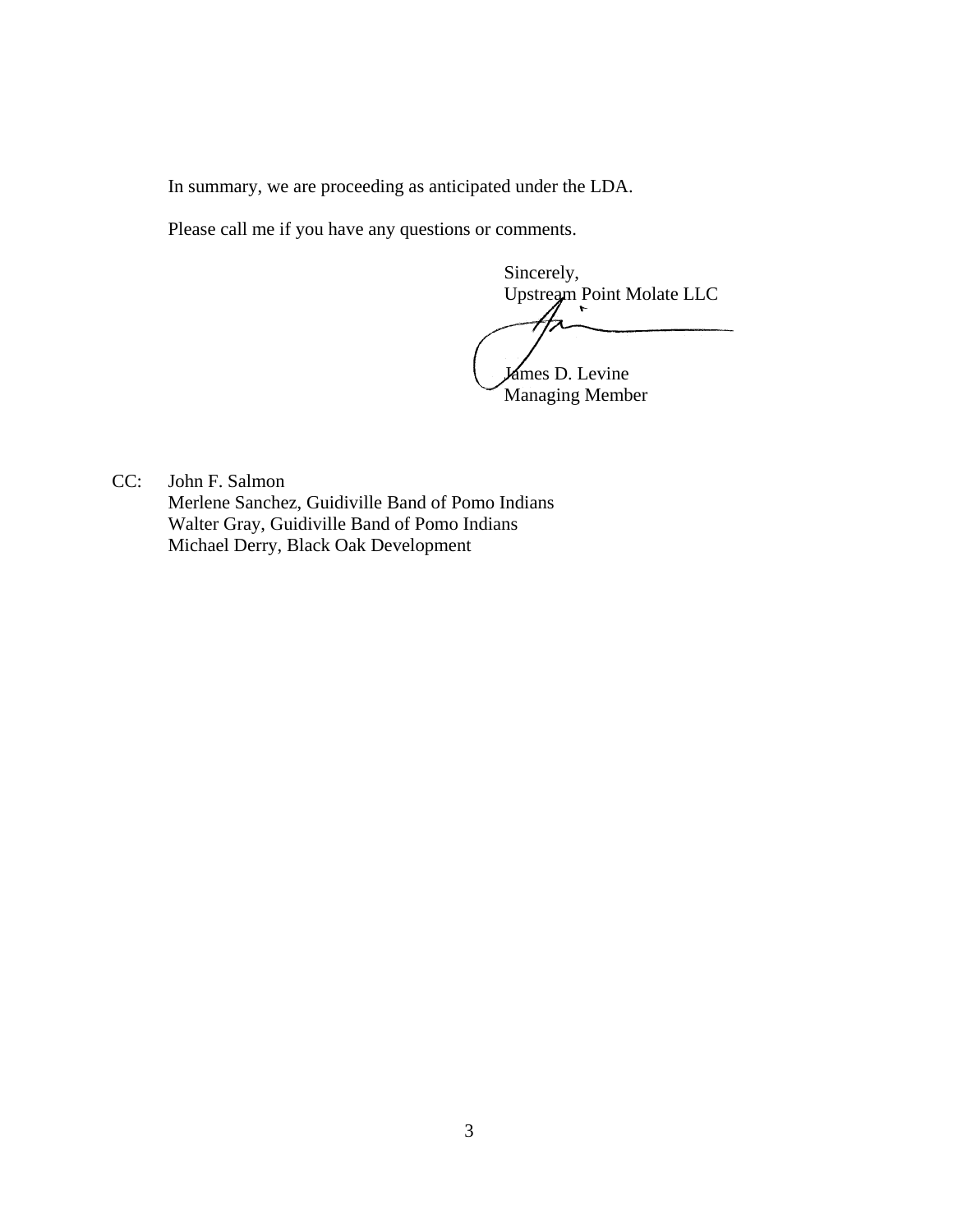In summary, we are proceeding as anticipated under the LDA.

Please call me if you have any questions or comments.

Sincerely,
Upstream Point Molate LLC

James D. Levine
Managing Member

CC: John F. Salmon
Merlene Sanchez, Guidiville Band of Pomo Indians
Walter Gray, Guidiville Band of Pomo Indians
Michael Derry, Black Oak Development